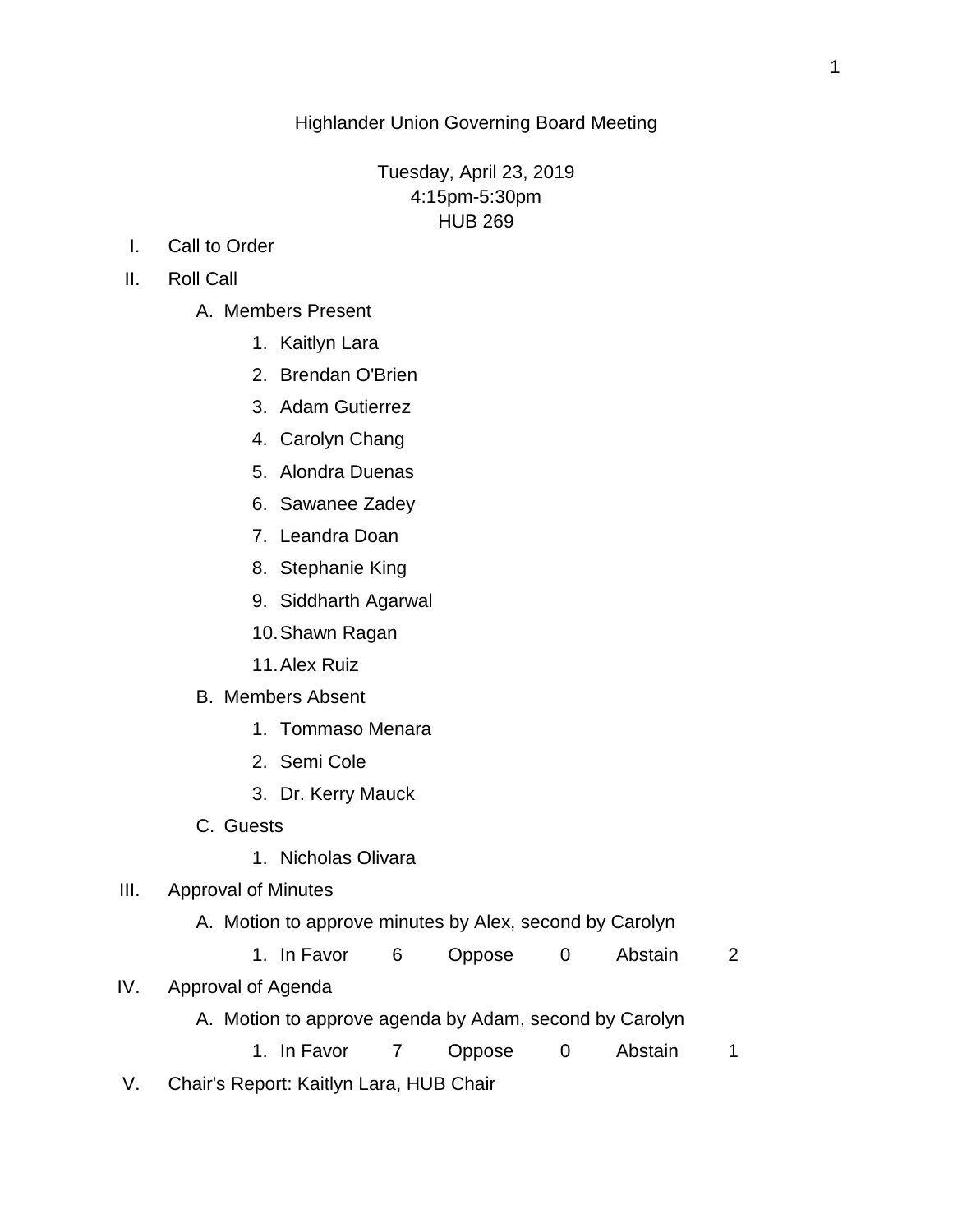# Highlander Union Governing Board Meeting

Tuesday, April 23, 2019
4:15pm-5:30pm
HUB 269

I. Call to Order

II. Roll Call
   A. Members Present
      1. Kaitlyn Lara
      2. Brendan O'Brien
      3. Adam Gutierrez
      4. Carolyn Chang
      5. Alondra Duenas
      6. Sawanee Zadey
      7. Leandra Doan
      8. Stephanie King
      9. Siddharth Agarwal
      10. Shawn Ragan
      11. Alex Ruiz
   B. Members Absent
      1. Tommaso Menara
      2. Semi Cole
      3. Dr. Kerry Mauck
   C. Guests
      1. Nicholas Olivara

III. Approval of Minutes
   A. Motion to approve minutes by Alex, second by Carolyn
      1. In Favor 6 Oppose 0 Abstain 2

IV. Approval of Agenda
   A. Motion to approve agenda by Adam, second by Carolyn
      1. In Favor 7 Oppose 0 Abstain 1

V. Chair's Report: Kaitlyn Lara, HUB Chair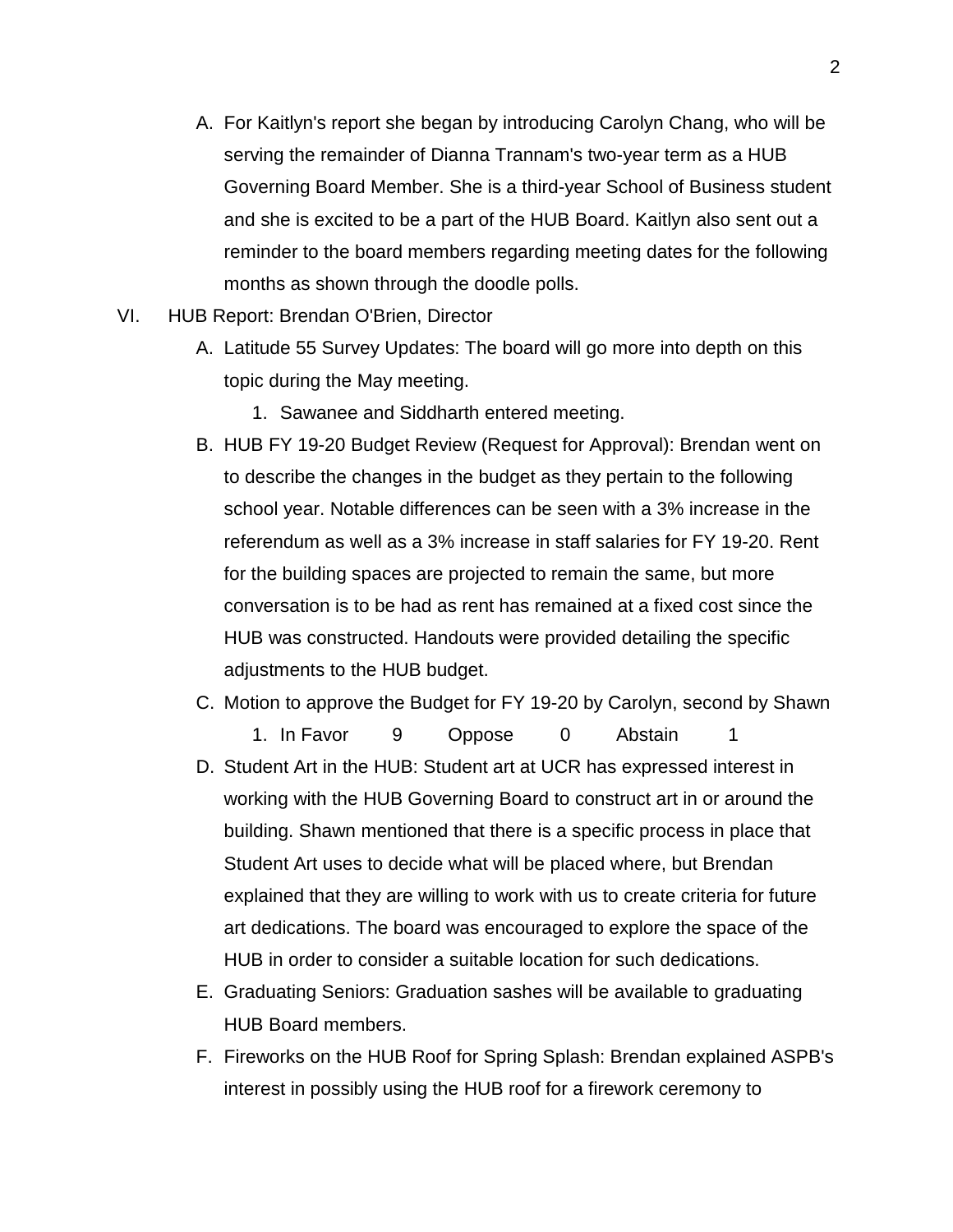A. For Kaitlyn's report she began by introducing Carolyn Chang, who will be serving the remainder of Dianna Trannam's two-year term as a HUB Governing Board Member. She is a third-year School of Business student and she is excited to be a part of the HUB Board. Kaitlyn also sent out a reminder to the board members regarding meeting dates for the following months as shown through the doodle polls.

VI. HUB Report: Brendan O'Brien, Director

A. Latitude 55 Survey Updates: The board will go more into depth on this topic during the May meeting.
   1. Sawanee and Siddharth entered meeting.

B. HUB FY 19-20 Budget Review (Request for Approval): Brendan went on to describe the changes in the budget as they pertain to the following school year. Notable differences can be seen with a 3% increase in the referendum as well as a 3% increase in staff salaries for FY 19-20. Rent for the building spaces are projected to remain the same, but more conversation is to be had as rent has remained at a fixed cost since the HUB was constructed. Handouts were provided detailing the specific adjustments to the HUB budget.

C. Motion to approve the Budget for FY 19-20 by Carolyn, second by Shawn
   1. In Favor 9 Oppose 0 Abstain 1

D. Student Art in the HUB: Student art at UCR has expressed interest in working with the HUB Governing Board to construct art in or around the building. Shawn mentioned that there is a specific process in place that Student Art uses to decide what will be placed where, but Brendan explained that they are willing to work with us to create criteria for future art dedications. The board was encouraged to explore the space of the HUB in order to consider a suitable location for such dedications.

E. Graduating Seniors: Graduation sashes will be available to graduating HUB Board members.

F. Fireworks on the HUB Roof for Spring Splash: Brendan explained ASPB's interest in possibly using the HUB roof for a firework ceremony to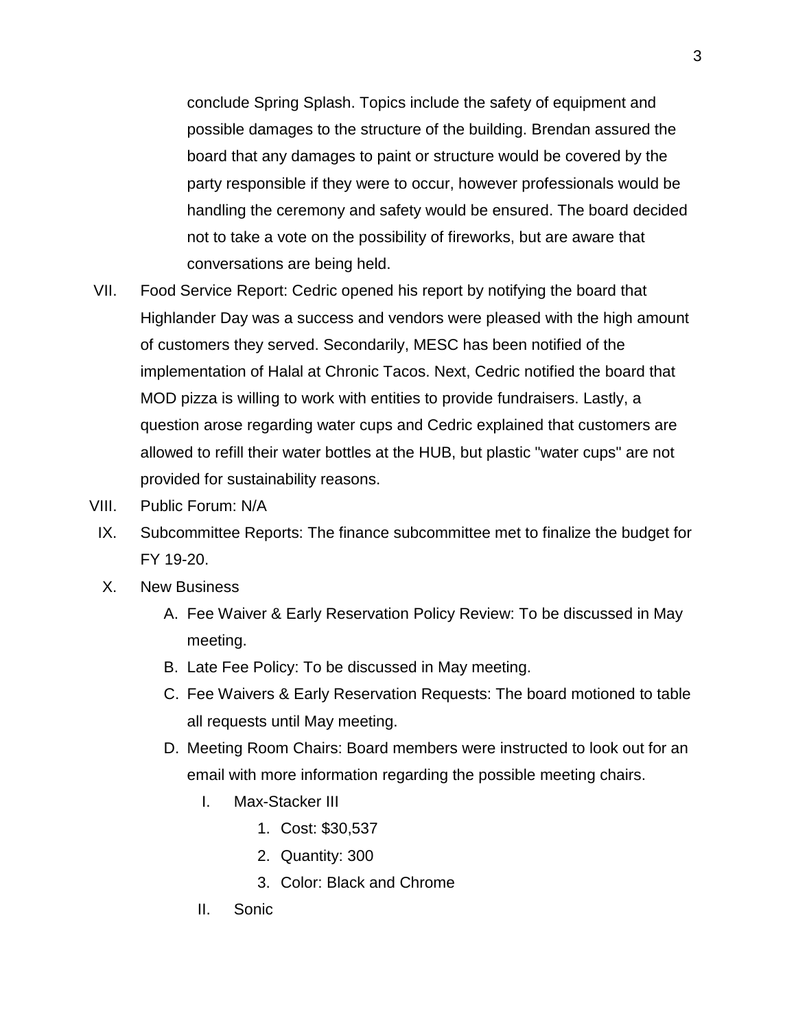conclude Spring Splash. Topics include the safety of equipment and possible damages to the structure of the building. Brendan assured the board that any damages to paint or structure would be covered by the party responsible if they were to occur, however professionals would be handling the ceremony and safety would be ensured. The board decided not to take a vote on the possibility of fireworks, but are aware that conversations are being held.

VII. Food Service Report: Cedric opened his report by notifying the board that Highlander Day was a success and vendors were pleased with the high amount of customers they served. Secondarily, MESC has been notified of the implementation of Halal at Chronic Tacos. Next, Cedric notified the board that MOD pizza is willing to work with entities to provide fundraisers. Lastly, a question arose regarding water cups and Cedric explained that customers are allowed to refill their water bottles at the HUB, but plastic "water cups" are not provided for sustainability reasons.

VIII. Public Forum: N/A

IX. Subcommittee Reports: The finance subcommittee met to finalize the budget for FY 19-20.

X. New Business

   A. Fee Waiver & Early Reservation Policy Review: To be discussed in May meeting.
   B. Late Fee Policy: To be discussed in May meeting.
   C. Fee Waivers & Early Reservation Requests: The board motioned to table all requests until May meeting.
   D. Meeting Room Chairs: Board members were instructed to look out for an email with more information regarding the possible meeting chairs.

      I. Max-Stacker III

         1. Cost: $30,537
         2. Quantity: 300
         3. Color: Black and Chrome

      II. Sonic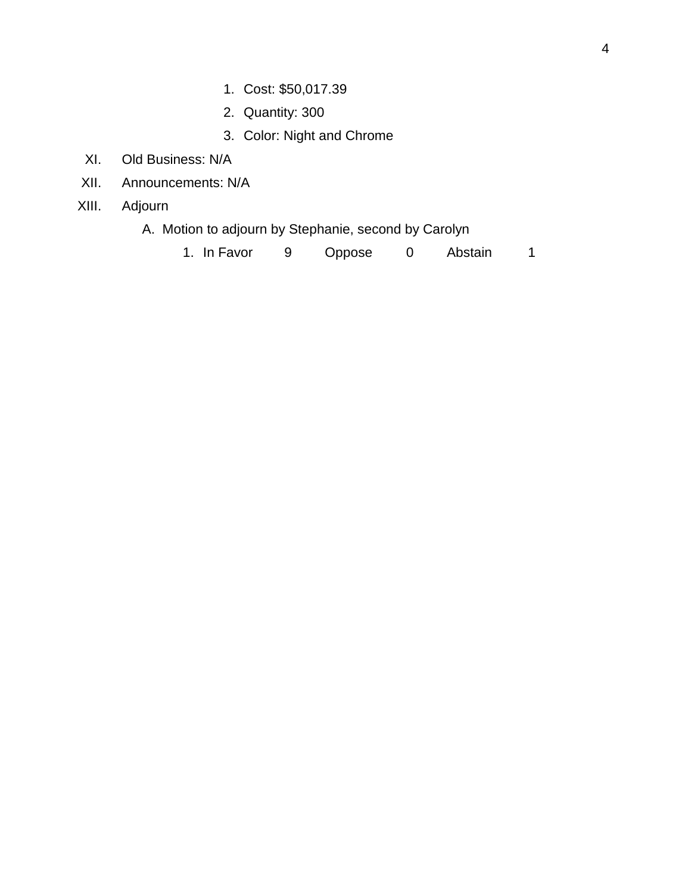1. Cost: $50,017.39
2. Quantity: 300
3. Color: Night and Chrome

XI. Old Business: N/A

XII. Announcements: N/A

XIII. Adjourn

A. Motion to adjourn by Stephanie, second by Carolyn

1. In Favor 9 Oppose 0 Abstain 1